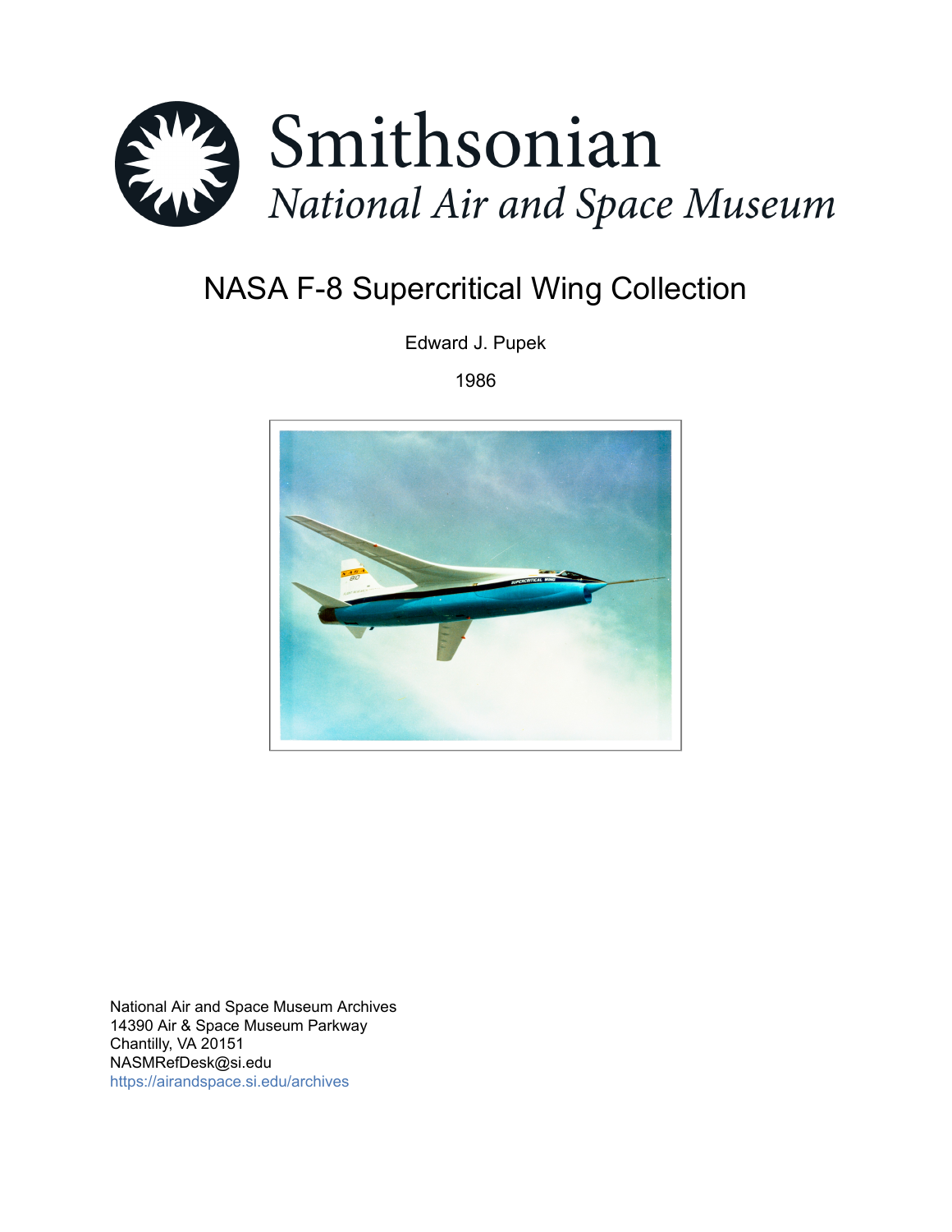# Smithsonian

*National Air and Space Museum*

## NASA F-8 Supercritical Wing Collection

Edward J. Pupek

1986

National Air and Space Museum Archives
14390 Air & Space Museum Parkway
Chantilly, VA 20151
NASMRefDesk@si.edu
https://airandspace.si.edu/archives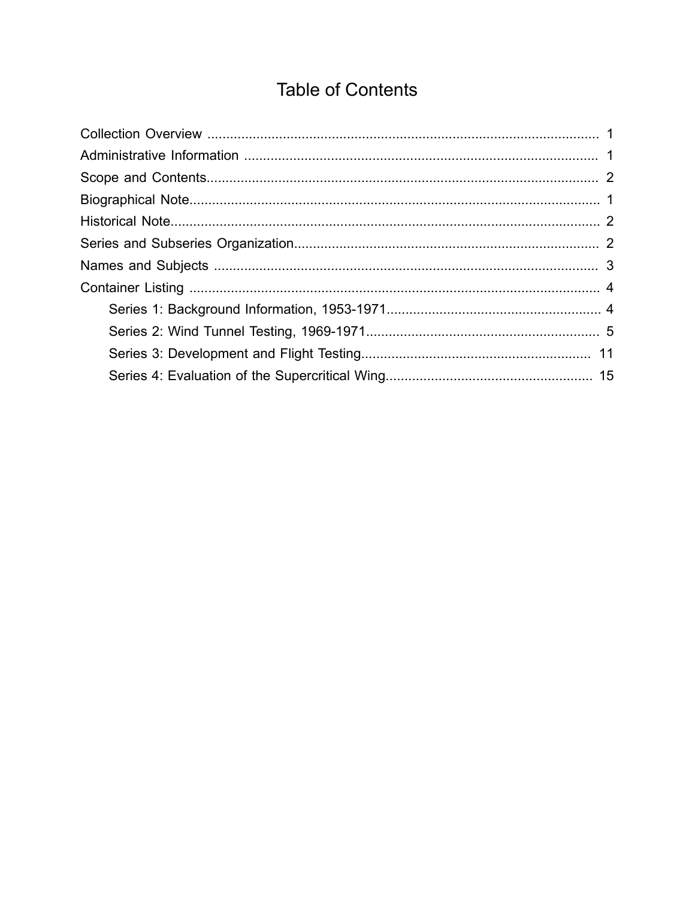# Table of Contents

Collection Overview ........................................................................................................ 1

Administrative Information .............................................................................................. 1

Scope and Contents........................................................................................................ 2

Biographical Note............................................................................................................. 1

Historical Note.................................................................................................................. 2

Series and Subseries Organization................................................................................ 2

Names and Subjects ...................................................................................................... 3

Container Listing ............................................................................................................. 4

- Series 1: Background Information, 1953-1971......................................................... 4
- Series 2: Wind Tunnel Testing, 1969-1971.............................................................. 5
- Series 3: Development and Flight Testing............................................................. 11
- Series 4: Evaluation of the Supercritical Wing....................................................... 15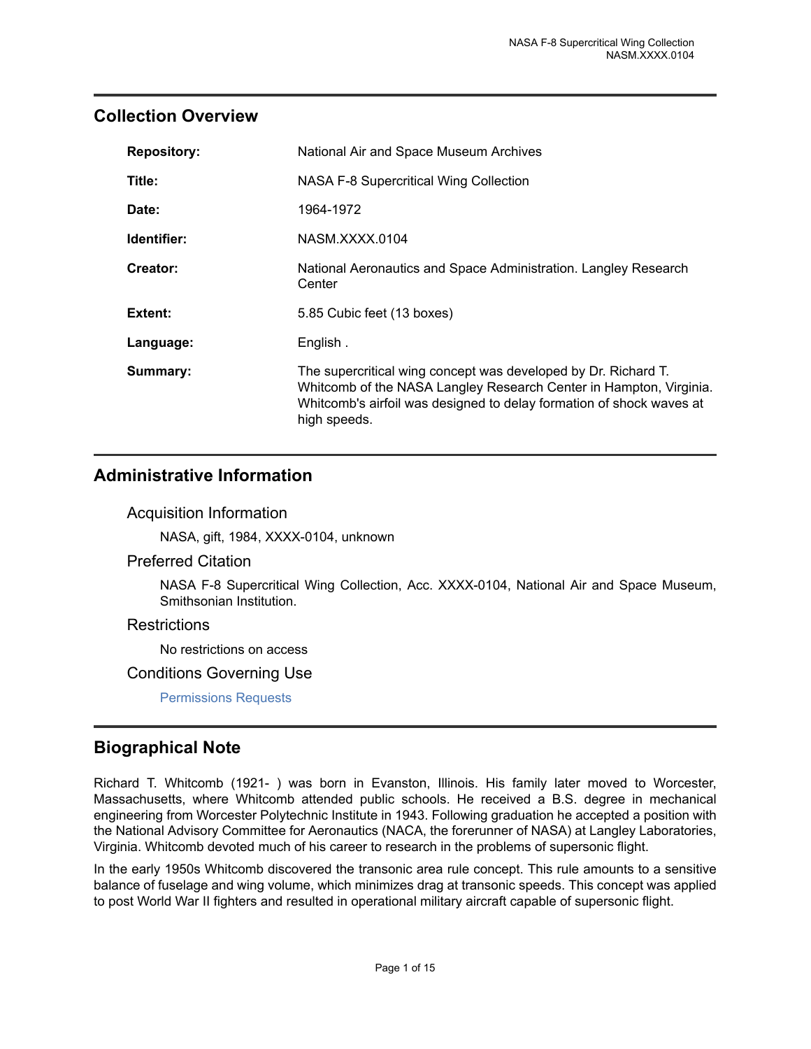## Collection Overview

| | |
|---|---|
| **Repository:** | National Air and Space Museum Archives |
| **Title:** | NASA F-8 Supercritical Wing Collection |
| **Date:** | 1964-1972 |
| **Identifier:** | NASM.XXXX.0104 |
| **Creator:** | National Aeronautics and Space Administration. Langley Research Center |
| **Extent:** | 5.85 Cubic feet (13 boxes) |
| **Language:** | English . |
| **Summary:** | The supercritical wing concept was developed by Dr. Richard T. Whitcomb of the NASA Langley Research Center in Hampton, Virginia. Whitcomb's airfoil was designed to delay formation of shock waves at high speeds. |

## Administrative Information

### Acquisition Information

NASA, gift, 1984, XXXX-0104, unknown

### Preferred Citation

NASA F-8 Supercritical Wing Collection, Acc. XXXX-0104, National Air and Space Museum, Smithsonian Institution.

### Restrictions

No restrictions on access

### Conditions Governing Use

Permissions Requests

## Biographical Note

Richard T. Whitcomb (1921- ) was born in Evanston, Illinois. His family later moved to Worcester, Massachusetts, where Whitcomb attended public schools. He received a B.S. degree in mechanical engineering from Worcester Polytechnic Institute in 1943. Following graduation he accepted a position with the National Advisory Committee for Aeronautics (NACA, the forerunner of NASA) at Langley Laboratories, Virginia. Whitcomb devoted much of his career to research in the problems of supersonic flight.

In the early 1950s Whitcomb discovered the transonic area rule concept. This rule amounts to a sensitive balance of fuselage and wing volume, which minimizes drag at transonic speeds. This concept was applied to post World War II fighters and resulted in operational military aircraft capable of supersonic flight.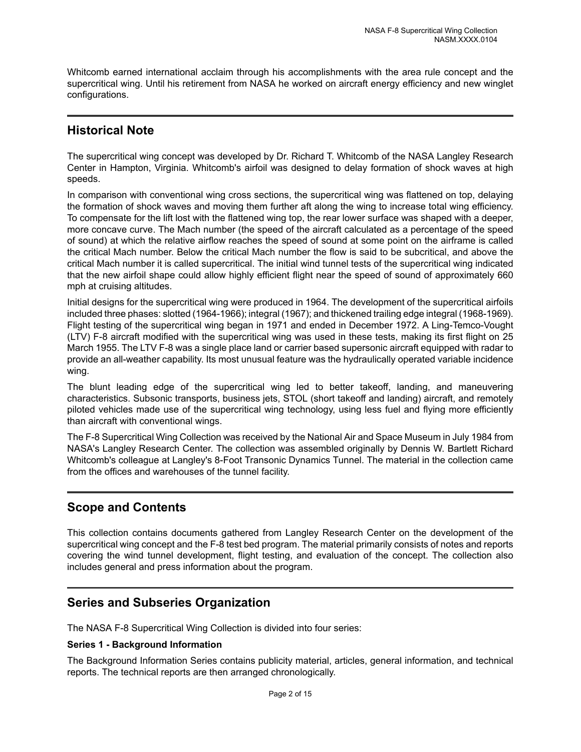Whitcomb earned international acclaim through his accomplishments with the area rule concept and the supercritical wing. Until his retirement from NASA he worked on aircraft energy efficiency and new winglet configurations.

## Historical Note

The supercritical wing concept was developed by Dr. Richard T. Whitcomb of the NASA Langley Research Center in Hampton, Virginia. Whitcomb's airfoil was designed to delay formation of shock waves at high speeds.

In comparison with conventional wing cross sections, the supercritical wing was flattened on top, delaying the formation of shock waves and moving them further aft along the wing to increase total wing efficiency. To compensate for the lift lost with the flattened wing top, the rear lower surface was shaped with a deeper, more concave curve. The Mach number (the speed of the aircraft calculated as a percentage of the speed of sound) at which the relative airflow reaches the speed of sound at some point on the airframe is called the critical Mach number. Below the critical Mach number the flow is said to be subcritical, and above the critical Mach number it is called supercritical. The initial wind tunnel tests of the supercritical wing indicated that the new airfoil shape could allow highly efficient flight near the speed of sound of approximately 660 mph at cruising altitudes.

Initial designs for the supercritical wing were produced in 1964. The development of the supercritical airfoils included three phases: slotted (1964-1966); integral (1967); and thickened trailing edge integral (1968-1969). Flight testing of the supercritical wing began in 1971 and ended in December 1972. A Ling-Temco-Vought (LTV) F-8 aircraft modified with the supercritical wing was used in these tests, making its first flight on 25 March 1955. The LTV F-8 was a single place land or carrier based supersonic aircraft equipped with radar to provide an all-weather capability. Its most unusual feature was the hydraulically operated variable incidence wing.

The blunt leading edge of the supercritical wing led to better takeoff, landing, and maneuvering characteristics. Subsonic transports, business jets, STOL (short takeoff and landing) aircraft, and remotely piloted vehicles made use of the supercritical wing technology, using less fuel and flying more efficiently than aircraft with conventional wings.

The F-8 Supercritical Wing Collection was received by the National Air and Space Museum in July 1984 from NASA's Langley Research Center. The collection was assembled originally by Dennis W. Bartlett Richard Whitcomb's colleague at Langley's 8-Foot Transonic Dynamics Tunnel. The material in the collection came from the offices and warehouses of the tunnel facility.

## Scope and Contents

This collection contains documents gathered from Langley Research Center on the development of the supercritical wing concept and the F-8 test bed program. The material primarily consists of notes and reports covering the wind tunnel development, flight testing, and evaluation of the concept. The collection also includes general and press information about the program.

## Series and Subseries Organization

The NASA F-8 Supercritical Wing Collection is divided into four series:

**Series 1 - Background Information**

The Background Information Series contains publicity material, articles, general information, and technical reports. The technical reports are then arranged chronologically.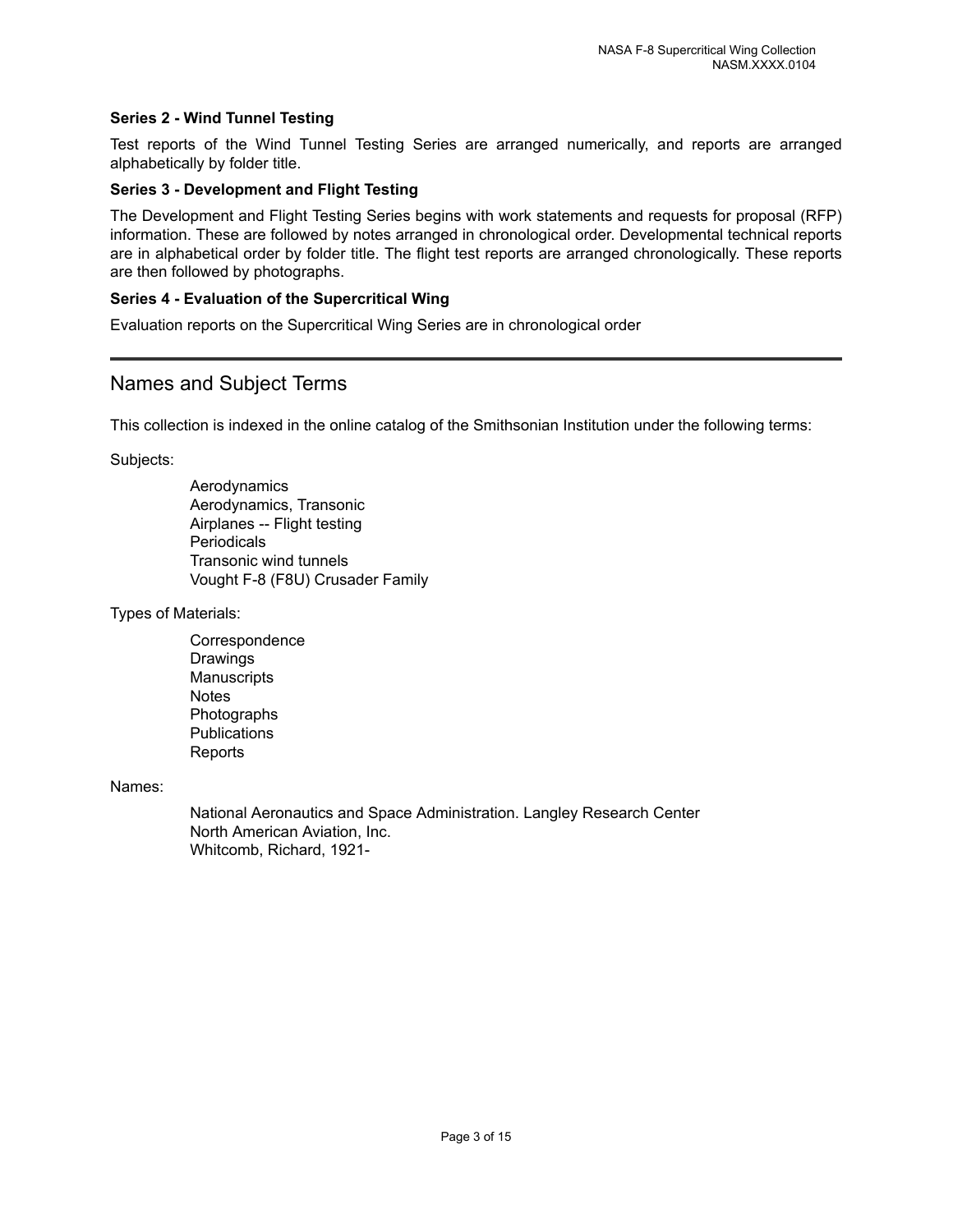### Series 2 - Wind Tunnel Testing

Test reports of the Wind Tunnel Testing Series are arranged numerically, and reports are arranged alphabetically by folder title.

### Series 3 - Development and Flight Testing

The Development and Flight Testing Series begins with work statements and requests for proposal (RFP) information. These are followed by notes arranged in chronological order. Developmental technical reports are in alphabetical order by folder title. The flight test reports are arranged chronologically. These reports are then followed by photographs.

### Series 4 - Evaluation of the Supercritical Wing

Evaluation reports on the Supercritical Wing Series are in chronological order

---

## Names and Subject Terms

This collection is indexed in the online catalog of the Smithsonian Institution under the following terms:

Subjects:

- Aerodynamics
- Aerodynamics, Transonic
- Airplanes -- Flight testing
- Periodicals
- Transonic wind tunnels
- Vought F-8 (F8U) Crusader Family

Types of Materials:

- Correspondence
- Drawings
- Manuscripts
- Notes
- Photographs
- Publications
- Reports

Names:

- National Aeronautics and Space Administration. Langley Research Center
- North American Aviation, Inc.
- Whitcomb, Richard, 1921-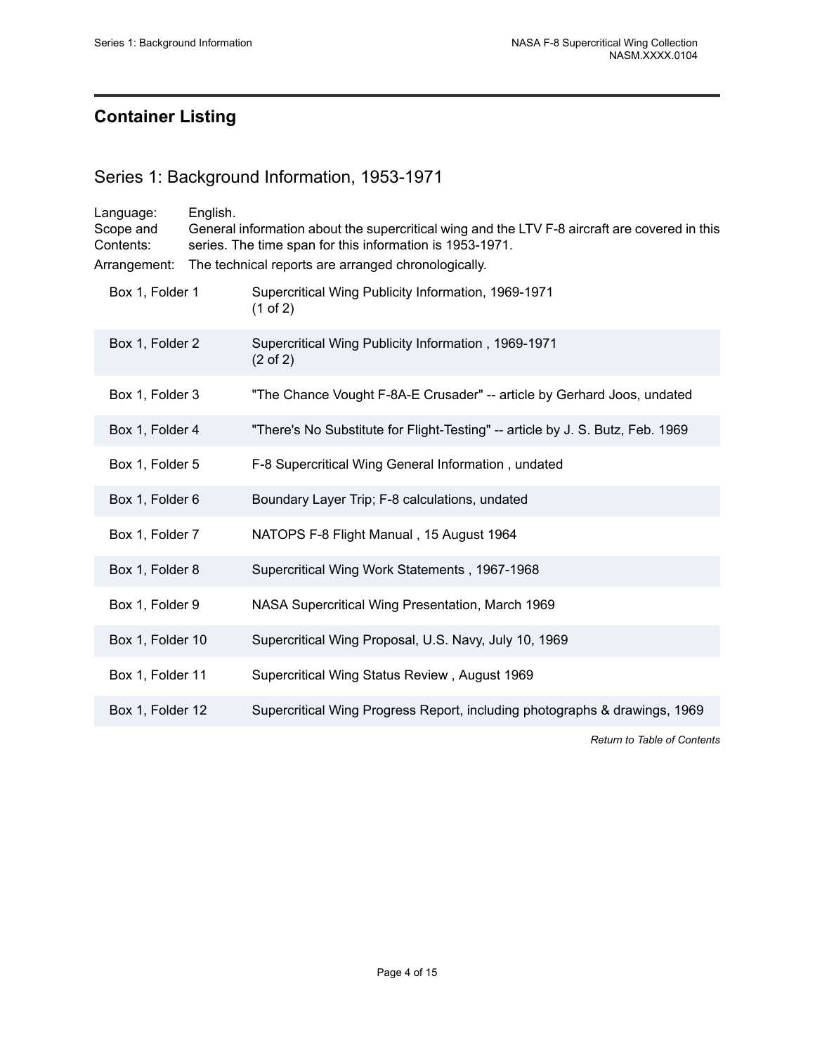## Container Listing

### Series 1: Background Information, 1953-1971

Language: English.

Scope and Contents: General information about the supercritical wing and the LTV F-8 aircraft are covered in this series. The time span for this information is 1953-1971.

Arrangement: The technical reports are arranged chronologically.

| | |
|---|---|
| Box 1, Folder 1 | Supercritical Wing Publicity Information, 1969-1971 (1 of 2) |
| Box 1, Folder 2 | Supercritical Wing Publicity Information , 1969-1971 (2 of 2) |
| Box 1, Folder 3 | "The Chance Vought F-8A-E Crusader" -- article by Gerhard Joos, undated |
| Box 1, Folder 4 | "There's No Substitute for Flight-Testing" -- article by J. S. Butz, Feb. 1969 |
| Box 1, Folder 5 | F-8 Supercritical Wing General Information , undated |
| Box 1, Folder 6 | Boundary Layer Trip; F-8 calculations, undated |
| Box 1, Folder 7 | NATOPS F-8 Flight Manual , 15 August 1964 |
| Box 1, Folder 8 | Supercritical Wing Work Statements , 1967-1968 |
| Box 1, Folder 9 | NASA Supercritical Wing Presentation, March 1969 |
| Box 1, Folder 10 | Supercritical Wing Proposal, U.S. Navy, July 10, 1969 |
| Box 1, Folder 11 | Supercritical Wing Status Review , August 1969 |
| Box 1, Folder 12 | Supercritical Wing Progress Report, including photographs & drawings, 1969 |

*Return to Table of Contents*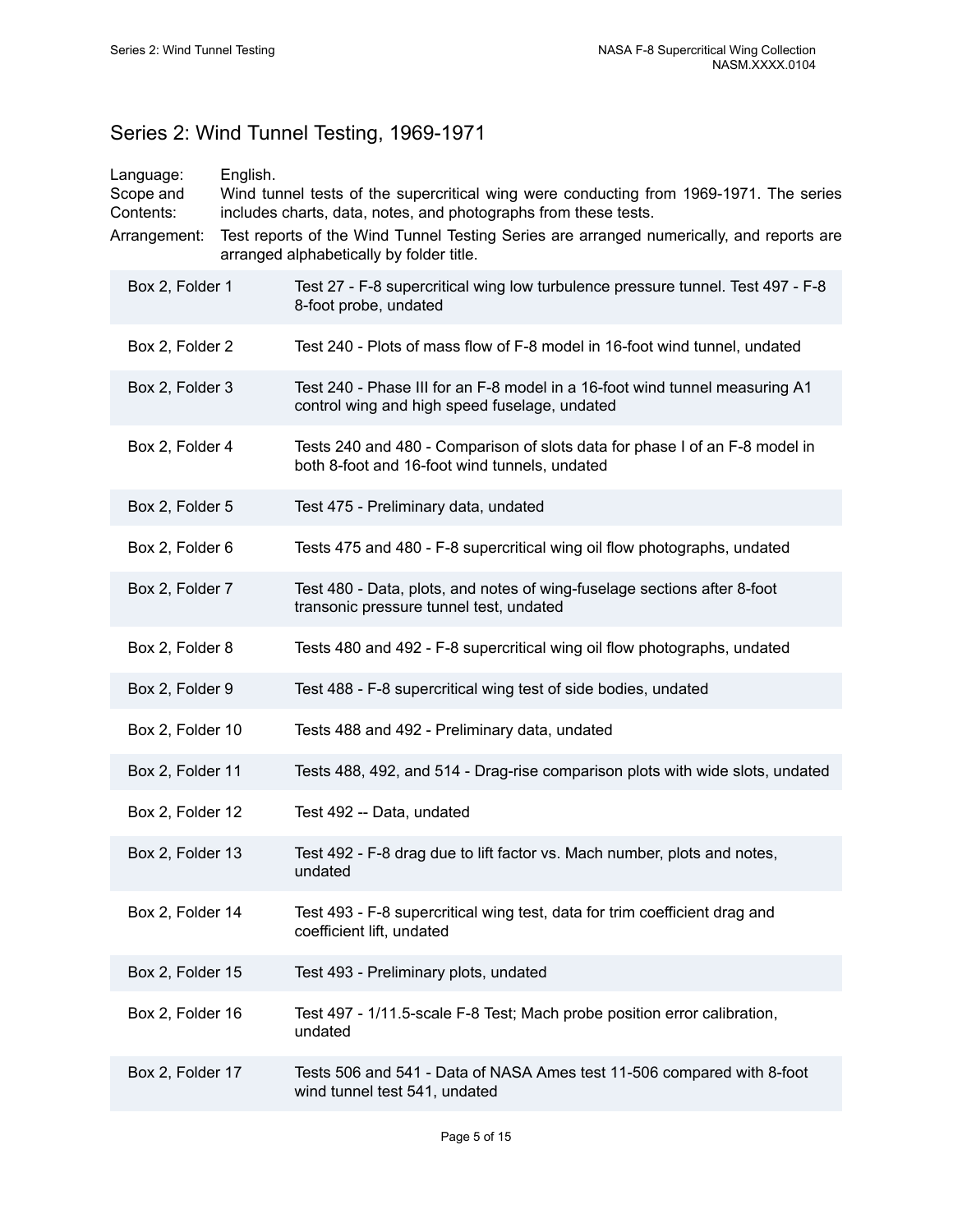## Series 2: Wind Tunnel Testing, 1969-1971

Language: English.

Scope and Contents: Wind tunnel tests of the supercritical wing were conducting from 1969-1971. The series includes charts, data, notes, and photographs from these tests.

Arrangement: Test reports of the Wind Tunnel Testing Series are arranged numerically, and reports are arranged alphabetically by folder title.

| | |
|---|---|
| Box 2, Folder 1 | Test 27 - F-8 supercritical wing low turbulence pressure tunnel. Test 497 - F-8 8-foot probe, undated |
| Box 2, Folder 2 | Test 240 - Plots of mass flow of F-8 model in 16-foot wind tunnel, undated |
| Box 2, Folder 3 | Test 240 - Phase III for an F-8 model in a 16-foot wind tunnel measuring A1 control wing and high speed fuselage, undated |
| Box 2, Folder 4 | Tests 240 and 480 - Comparison of slots data for phase I of an F-8 model in both 8-foot and 16-foot wind tunnels, undated |
| Box 2, Folder 5 | Test 475 - Preliminary data, undated |
| Box 2, Folder 6 | Tests 475 and 480 - F-8 supercritical wing oil flow photographs, undated |
| Box 2, Folder 7 | Test 480 - Data, plots, and notes of wing-fuselage sections after 8-foot transonic pressure tunnel test, undated |
| Box 2, Folder 8 | Tests 480 and 492 - F-8 supercritical wing oil flow photographs, undated |
| Box 2, Folder 9 | Test 488 - F-8 supercritical wing test of side bodies, undated |
| Box 2, Folder 10 | Tests 488 and 492 - Preliminary data, undated |
| Box 2, Folder 11 | Tests 488, 492, and 514 - Drag-rise comparison plots with wide slots, undated |
| Box 2, Folder 12 | Test 492 -- Data, undated |
| Box 2, Folder 13 | Test 492 - F-8 drag due to lift factor vs. Mach number, plots and notes, undated |
| Box 2, Folder 14 | Test 493 - F-8 supercritical wing test, data for trim coefficient drag and coefficient lift, undated |
| Box 2, Folder 15 | Test 493 - Preliminary plots, undated |
| Box 2, Folder 16 | Test 497 - 1/11.5-scale F-8 Test; Mach probe position error calibration, undated |
| Box 2, Folder 17 | Tests 506 and 541 - Data of NASA Ames test 11-506 compared with 8-foot wind tunnel test 541, undated |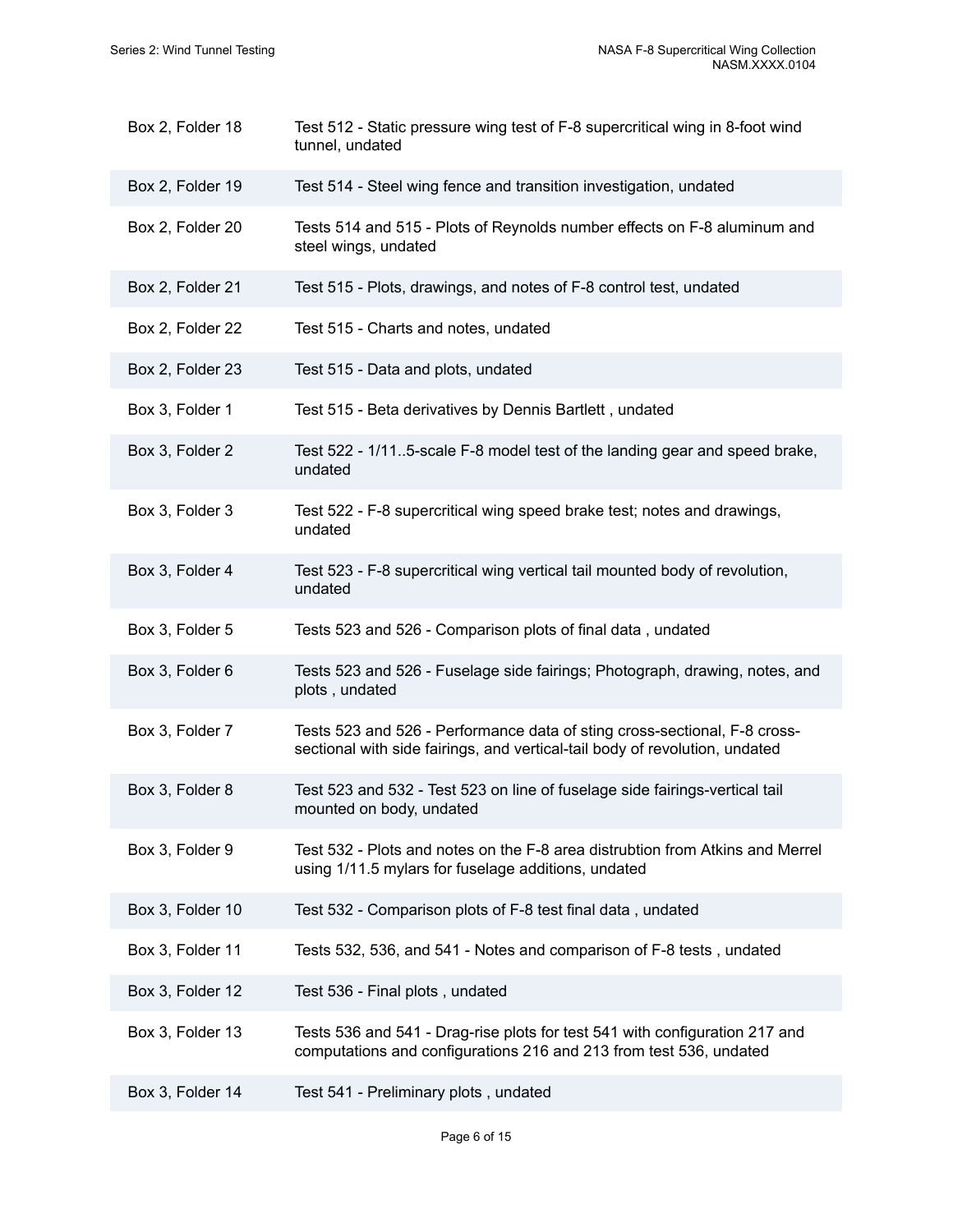| | |
|---|---|
| Box 2, Folder 18 | Test 512 - Static pressure wing test of F-8 supercritical wing in 8-foot wind tunnel, undated |
| Box 2, Folder 19 | Test 514 - Steel wing fence and transition investigation, undated |
| Box 2, Folder 20 | Tests 514 and 515 - Plots of Reynolds number effects on F-8 aluminum and steel wings, undated |
| Box 2, Folder 21 | Test 515 - Plots, drawings, and notes of F-8 control test, undated |
| Box 2, Folder 22 | Test 515 - Charts and notes, undated |
| Box 2, Folder 23 | Test 515 - Data and plots, undated |
| Box 3, Folder 1 | Test 515 - Beta derivatives by Dennis Bartlett , undated |
| Box 3, Folder 2 | Test 522 - 1/11..5-scale F-8 model test of the landing gear and speed brake, undated |
| Box 3, Folder 3 | Test 522 - F-8 supercritical wing speed brake test; notes and drawings, undated |
| Box 3, Folder 4 | Test 523 - F-8 supercritical wing vertical tail mounted body of revolution, undated |
| Box 3, Folder 5 | Tests 523 and 526 - Comparison plots of final data , undated |
| Box 3, Folder 6 | Tests 523 and 526 - Fuselage side fairings; Photograph, drawing, notes, and plots , undated |
| Box 3, Folder 7 | Tests 523 and 526 - Performance data of sting cross-sectional, F-8 cross-sectional with side fairings, and vertical-tail body of revolution, undated |
| Box 3, Folder 8 | Test 523 and 532 - Test 523 on line of fuselage side fairings-vertical tail mounted on body, undated |
| Box 3, Folder 9 | Test 532 - Plots and notes on the F-8 area distrubtion from Atkins and Merrel using 1/11.5 mylars for fuselage additions, undated |
| Box 3, Folder 10 | Test 532 - Comparison plots of F-8 test final data , undated |
| Box 3, Folder 11 | Tests 532, 536, and 541 - Notes and comparison of F-8 tests , undated |
| Box 3, Folder 12 | Test 536 - Final plots , undated |
| Box 3, Folder 13 | Tests 536 and 541 - Drag-rise plots for test 541 with configuration 217 and computations and configurations 216 and 213 from test 536, undated |
| Box 3, Folder 14 | Test 541 - Preliminary plots , undated |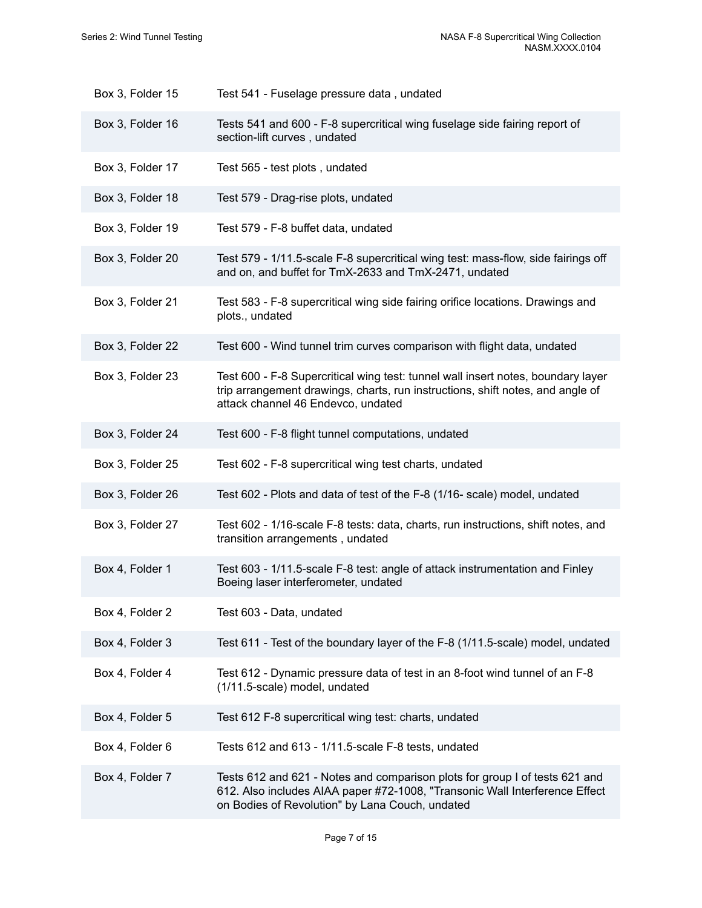| | |
|---|---|
| Box 3, Folder 15 | Test 541 - Fuselage pressure data , undated |
| Box 3, Folder 16 | Tests 541 and 600 - F-8 supercritical wing fuselage side fairing report of section-lift curves , undated |
| Box 3, Folder 17 | Test 565 - test plots , undated |
| Box 3, Folder 18 | Test 579 - Drag-rise plots, undated |
| Box 3, Folder 19 | Test 579 - F-8 buffet data, undated |
| Box 3, Folder 20 | Test 579 - 1/11.5-scale F-8 supercritical wing test: mass-flow, side fairings off and on, and buffet for TmX-2633 and TmX-2471, undated |
| Box 3, Folder 21 | Test 583 - F-8 supercritical wing side fairing orifice locations. Drawings and plots., undated |
| Box 3, Folder 22 | Test 600 - Wind tunnel trim curves comparison with flight data, undated |
| Box 3, Folder 23 | Test 600 - F-8 Supercritical wing test: tunnel wall insert notes, boundary layer trip arrangement drawings, charts, run instructions, shift notes, and angle of attack channel 46 Endevco, undated |
| Box 3, Folder 24 | Test 600 - F-8 flight tunnel computations, undated |
| Box 3, Folder 25 | Test 602 - F-8 supercritical wing test charts, undated |
| Box 3, Folder 26 | Test 602 - Plots and data of test of the F-8 (1/16- scale) model, undated |
| Box 3, Folder 27 | Test 602 - 1/16-scale F-8 tests: data, charts, run instructions, shift notes, and transition arrangements , undated |
| Box 4, Folder 1 | Test 603 - 1/11.5-scale F-8 test: angle of attack instrumentation and Finley Boeing laser interferometer, undated |
| Box 4, Folder 2 | Test 603 - Data, undated |
| Box 4, Folder 3 | Test 611 - Test of the boundary layer of the F-8 (1/11.5-scale) model, undated |
| Box 4, Folder 4 | Test 612 - Dynamic pressure data of test in an 8-foot wind tunnel of an F-8 (1/11.5-scale) model, undated |
| Box 4, Folder 5 | Test 612 F-8 supercritical wing test: charts, undated |
| Box 4, Folder 6 | Tests 612 and 613 - 1/11.5-scale F-8 tests, undated |
| Box 4, Folder 7 | Tests 612 and 621 - Notes and comparison plots for group I of tests 621 and 612. Also includes AIAA paper #72-1008, "Transonic Wall Interference Effect on Bodies of Revolution" by Lana Couch, undated |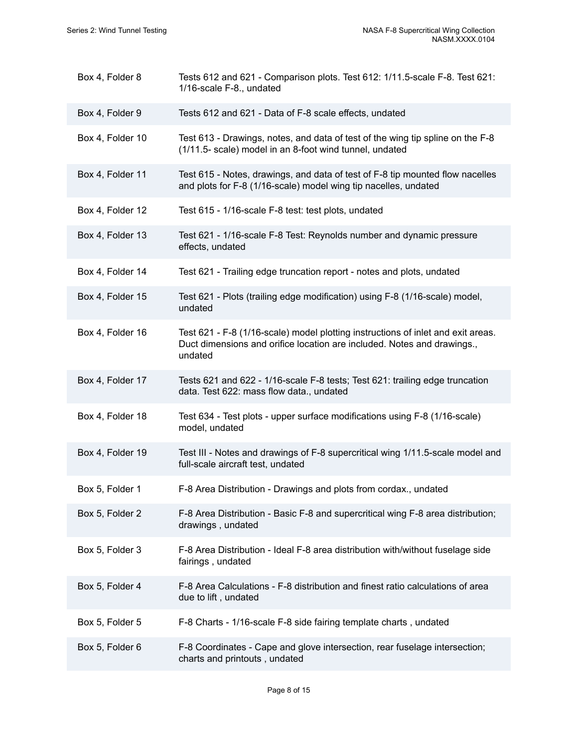| | |
|---|---|
| Box 4, Folder 8 | Tests 612 and 621 - Comparison plots. Test 612: 1/11.5-scale F-8. Test 621: 1/16-scale F-8., undated |
| Box 4, Folder 9 | Tests 612 and 621 - Data of F-8 scale effects, undated |
| Box 4, Folder 10 | Test 613 - Drawings, notes, and data of test of the wing tip spline on the F-8 (1/11.5- scale) model in an 8-foot wind tunnel, undated |
| Box 4, Folder 11 | Test 615 - Notes, drawings, and data of test of F-8 tip mounted flow nacelles and plots for F-8 (1/16-scale) model wing tip nacelles, undated |
| Box 4, Folder 12 | Test 615 - 1/16-scale F-8 test: test plots, undated |
| Box 4, Folder 13 | Test 621 - 1/16-scale F-8 Test: Reynolds number and dynamic pressure effects, undated |
| Box 4, Folder 14 | Test 621 - Trailing edge truncation report - notes and plots, undated |
| Box 4, Folder 15 | Test 621 - Plots (trailing edge modification) using F-8 (1/16-scale) model, undated |
| Box 4, Folder 16 | Test 621 - F-8 (1/16-scale) model plotting instructions of inlet and exit areas. Duct dimensions and orifice location are included. Notes and drawings., undated |
| Box 4, Folder 17 | Tests 621 and 622 - 1/16-scale F-8 tests; Test 621: trailing edge truncation data. Test 622: mass flow data., undated |
| Box 4, Folder 18 | Test 634 - Test plots - upper surface modifications using F-8 (1/16-scale) model, undated |
| Box 4, Folder 19 | Test III - Notes and drawings of F-8 supercritical wing 1/11.5-scale model and full-scale aircraft test, undated |
| Box 5, Folder 1 | F-8 Area Distribution - Drawings and plots from cordax., undated |
| Box 5, Folder 2 | F-8 Area Distribution - Basic F-8 and supercritical wing F-8 area distribution; drawings , undated |
| Box 5, Folder 3 | F-8 Area Distribution - Ideal F-8 area distribution with/without fuselage side fairings , undated |
| Box 5, Folder 4 | F-8 Area Calculations - F-8 distribution and finest ratio calculations of area due to lift , undated |
| Box 5, Folder 5 | F-8 Charts - 1/16-scale F-8 side fairing template charts , undated |
| Box 5, Folder 6 | F-8 Coordinates - Cape and glove intersection, rear fuselage intersection; charts and printouts , undated |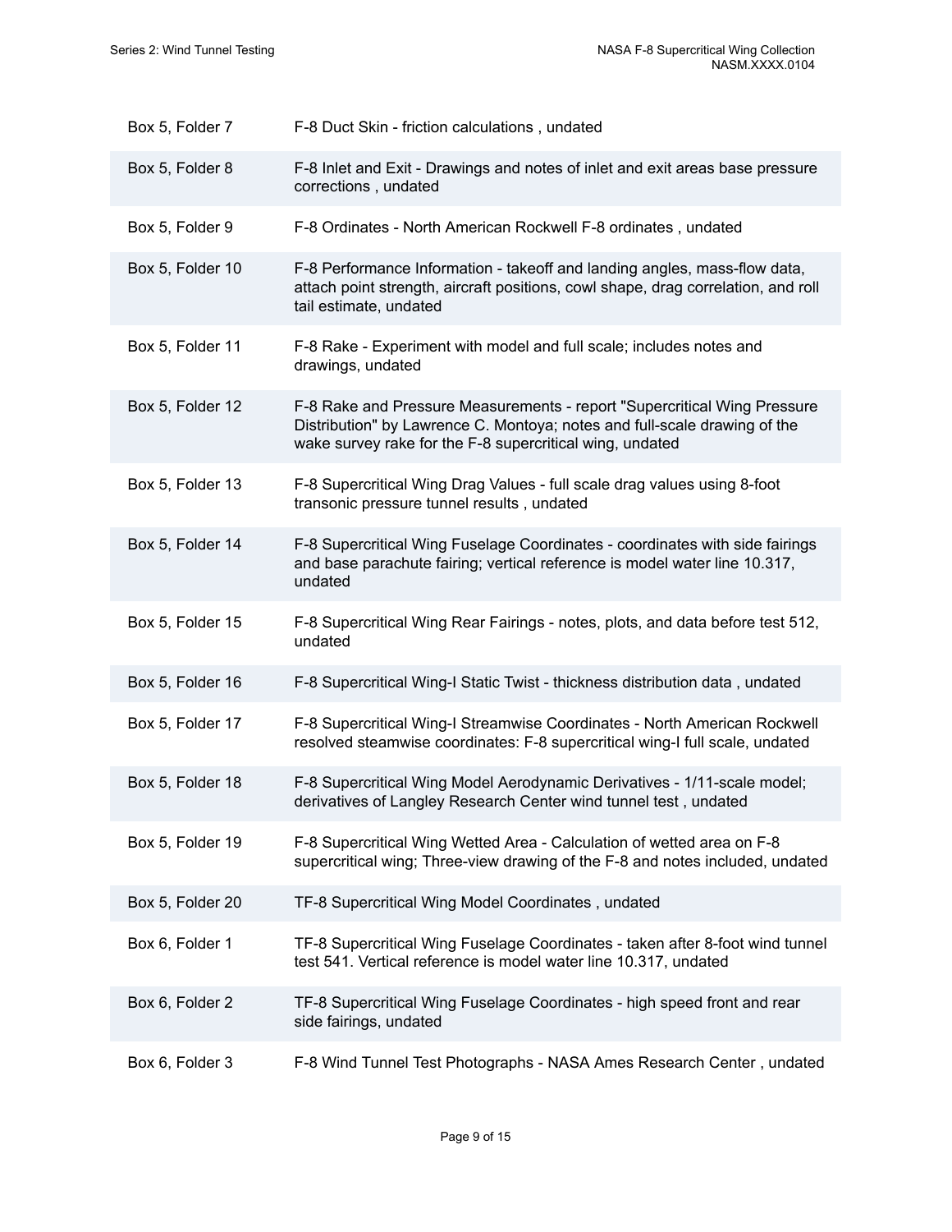| | |
|---|---|
| Box 5, Folder 7 | F-8 Duct Skin - friction calculations , undated |
| Box 5, Folder 8 | F-8 Inlet and Exit - Drawings and notes of inlet and exit areas base pressure corrections , undated |
| Box 5, Folder 9 | F-8 Ordinates - North American Rockwell F-8 ordinates , undated |
| Box 5, Folder 10 | F-8 Performance Information - takeoff and landing angles, mass-flow data, attach point strength, aircraft positions, cowl shape, drag correlation, and roll tail estimate, undated |
| Box 5, Folder 11 | F-8 Rake - Experiment with model and full scale; includes notes and drawings, undated |
| Box 5, Folder 12 | F-8 Rake and Pressure Measurements - report "Supercritical Wing Pressure Distribution" by Lawrence C. Montoya; notes and full-scale drawing of the wake survey rake for the F-8 supercritical wing, undated |
| Box 5, Folder 13 | F-8 Supercritical Wing Drag Values - full scale drag values using 8-foot transonic pressure tunnel results , undated |
| Box 5, Folder 14 | F-8 Supercritical Wing Fuselage Coordinates - coordinates with side fairings and base parachute fairing; vertical reference is model water line 10.317, undated |
| Box 5, Folder 15 | F-8 Supercritical Wing Rear Fairings - notes, plots, and data before test 512, undated |
| Box 5, Folder 16 | F-8 Supercritical Wing-I Static Twist - thickness distribution data , undated |
| Box 5, Folder 17 | F-8 Supercritical Wing-I Streamwise Coordinates - North American Rockwell resolved steamwise coordinates: F-8 supercritical wing-I full scale, undated |
| Box 5, Folder 18 | F-8 Supercritical Wing Model Aerodynamic Derivatives - 1/11-scale model; derivatives of Langley Research Center wind tunnel test , undated |
| Box 5, Folder 19 | F-8 Supercritical Wing Wetted Area - Calculation of wetted area on F-8 supercritical wing; Three-view drawing of the F-8 and notes included, undated |
| Box 5, Folder 20 | TF-8 Supercritical Wing Model Coordinates , undated |
| Box 6, Folder 1 | TF-8 Supercritical Wing Fuselage Coordinates - taken after 8-foot wind tunnel test 541. Vertical reference is model water line 10.317, undated |
| Box 6, Folder 2 | TF-8 Supercritical Wing Fuselage Coordinates - high speed front and rear side fairings, undated |
| Box 6, Folder 3 | F-8 Wind Tunnel Test Photographs - NASA Ames Research Center , undated |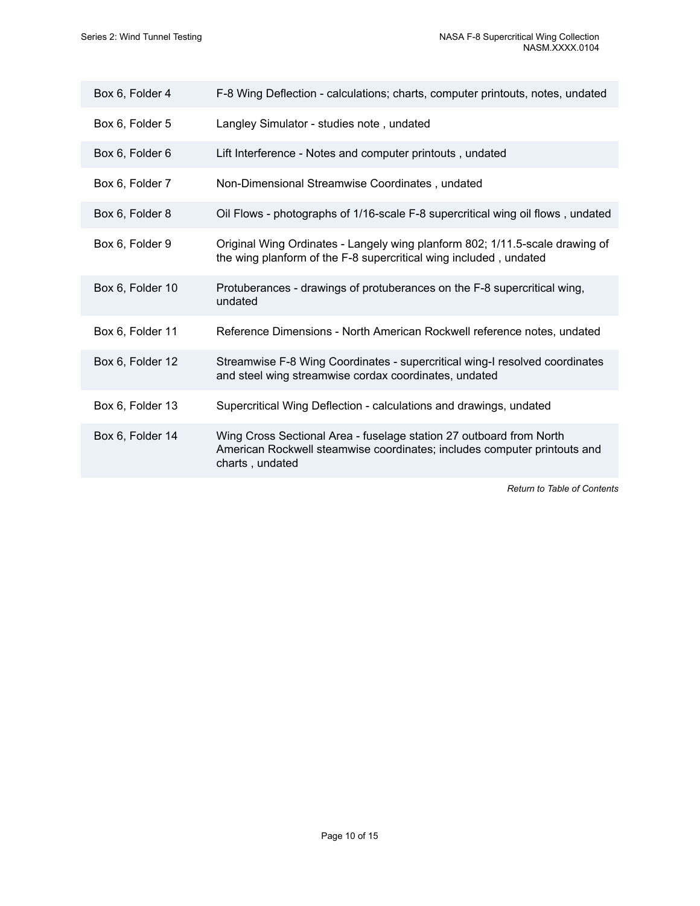| | |
|---|---|
| Box 6, Folder 4 | F-8 Wing Deflection - calculations; charts, computer printouts, notes, undated |
| Box 6, Folder 5 | Langley Simulator - studies note , undated |
| Box 6, Folder 6 | Lift Interference - Notes and computer printouts , undated |
| Box 6, Folder 7 | Non-Dimensional Streamwise Coordinates , undated |
| Box 6, Folder 8 | Oil Flows - photographs of 1/16-scale F-8 supercritical wing oil flows , undated |
| Box 6, Folder 9 | Original Wing Ordinates - Langely wing planform 802; 1/11.5-scale drawing of the wing planform of the F-8 supercritical wing included , undated |
| Box 6, Folder 10 | Protuberances - drawings of protuberances on the F-8 supercritical wing, undated |
| Box 6, Folder 11 | Reference Dimensions - North American Rockwell reference notes, undated |
| Box 6, Folder 12 | Streamwise F-8 Wing Coordinates - supercritical wing-I resolved coordinates and steel wing streamwise cordax coordinates, undated |
| Box 6, Folder 13 | Supercritical Wing Deflection - calculations and drawings, undated |
| Box 6, Folder 14 | Wing Cross Sectional Area - fuselage station 27 outboard from North American Rockwell steamwise coordinates; includes computer printouts and charts , undated |

*Return to Table of Contents*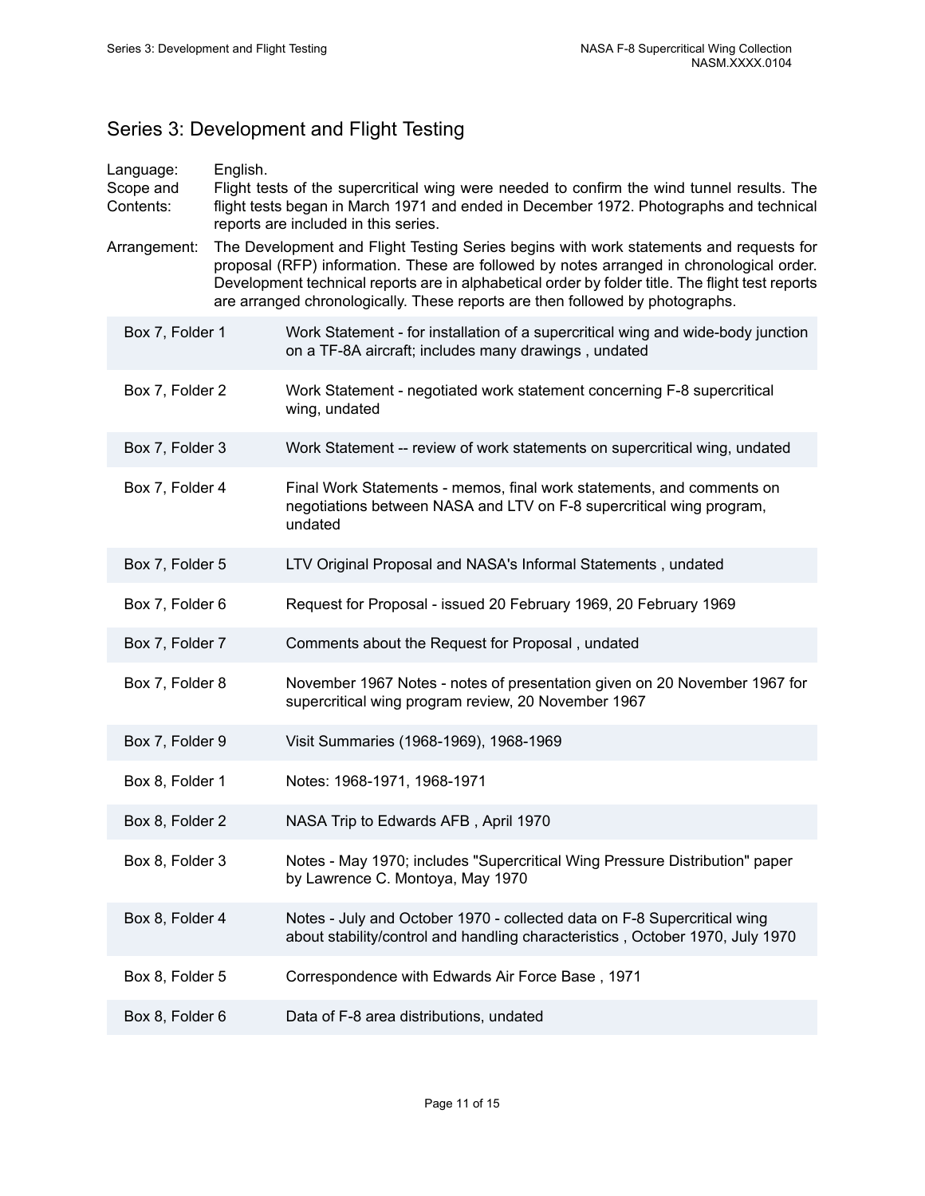## Series 3: Development and Flight Testing

Language: English.

Scope and Contents: Flight tests of the supercritical wing were needed to confirm the wind tunnel results. The flight tests began in March 1971 and ended in December 1972. Photographs and technical reports are included in this series.

Arrangement: The Development and Flight Testing Series begins with work statements and requests for proposal (RFP) information. These are followed by notes arranged in chronological order. Development technical reports are in alphabetical order by folder title. The flight test reports are arranged chronologically. These reports are then followed by photographs.

| | |
|---|---|
| Box 7, Folder 1 | Work Statement - for installation of a supercritical wing and wide-body junction on a TF-8A aircraft; includes many drawings , undated |
| Box 7, Folder 2 | Work Statement - negotiated work statement concerning F-8 supercritical wing, undated |
| Box 7, Folder 3 | Work Statement -- review of work statements on supercritical wing, undated |
| Box 7, Folder 4 | Final Work Statements - memos, final work statements, and comments on negotiations between NASA and LTV on F-8 supercritical wing program, undated |
| Box 7, Folder 5 | LTV Original Proposal and NASA's Informal Statements , undated |
| Box 7, Folder 6 | Request for Proposal - issued 20 February 1969, 20 February 1969 |
| Box 7, Folder 7 | Comments about the Request for Proposal , undated |
| Box 7, Folder 8 | November 1967 Notes - notes of presentation given on 20 November 1967 for supercritical wing program review, 20 November 1967 |
| Box 7, Folder 9 | Visit Summaries (1968-1969), 1968-1969 |
| Box 8, Folder 1 | Notes: 1968-1971, 1968-1971 |
| Box 8, Folder 2 | NASA Trip to Edwards AFB , April 1970 |
| Box 8, Folder 3 | Notes - May 1970; includes "Supercritical Wing Pressure Distribution" paper by Lawrence C. Montoya, May 1970 |
| Box 8, Folder 4 | Notes - July and October 1970 - collected data on F-8 Supercritical wing about stability/control and handling characteristics , October 1970, July 1970 |
| Box 8, Folder 5 | Correspondence with Edwards Air Force Base , 1971 |
| Box 8, Folder 6 | Data of F-8 area distributions, undated |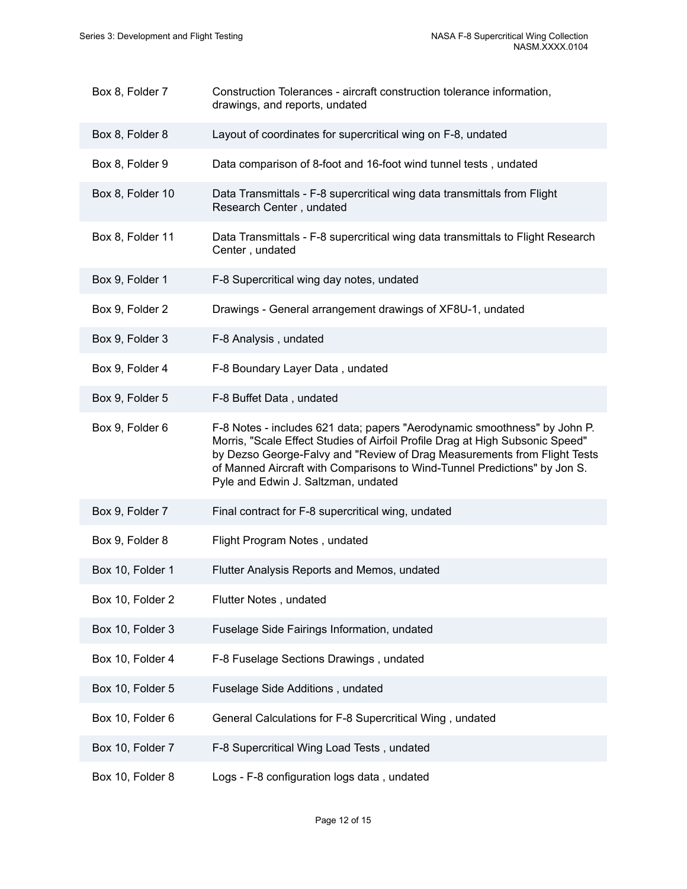| | |
|---|---|
| Box 8, Folder 7 | Construction Tolerances - aircraft construction tolerance information, drawings, and reports, undated |
| Box 8, Folder 8 | Layout of coordinates for supercritical wing on F-8, undated |
| Box 8, Folder 9 | Data comparison of 8-foot and 16-foot wind tunnel tests , undated |
| Box 8, Folder 10 | Data Transmittals - F-8 supercritical wing data transmittals from Flight Research Center , undated |
| Box 8, Folder 11 | Data Transmittals - F-8 supercritical wing data transmittals to Flight Research Center , undated |
| Box 9, Folder 1 | F-8 Supercritical wing day notes, undated |
| Box 9, Folder 2 | Drawings - General arrangement drawings of XF8U-1, undated |
| Box 9, Folder 3 | F-8 Analysis , undated |
| Box 9, Folder 4 | F-8 Boundary Layer Data , undated |
| Box 9, Folder 5 | F-8 Buffet Data , undated |
| Box 9, Folder 6 | F-8 Notes - includes 621 data; papers "Aerodynamic smoothness" by John P. Morris, "Scale Effect Studies of Airfoil Profile Drag at High Subsonic Speed" by Dezso George-Falvy and "Review of Drag Measurements from Flight Tests of Manned Aircraft with Comparisons to Wind-Tunnel Predictions" by Jon S. Pyle and Edwin J. Saltzman, undated |
| Box 9, Folder 7 | Final contract for F-8 supercritical wing, undated |
| Box 9, Folder 8 | Flight Program Notes , undated |
| Box 10, Folder 1 | Flutter Analysis Reports and Memos, undated |
| Box 10, Folder 2 | Flutter Notes , undated |
| Box 10, Folder 3 | Fuselage Side Fairings Information, undated |
| Box 10, Folder 4 | F-8 Fuselage Sections Drawings , undated |
| Box 10, Folder 5 | Fuselage Side Additions , undated |
| Box 10, Folder 6 | General Calculations for F-8 Supercritical Wing , undated |
| Box 10, Folder 7 | F-8 Supercritical Wing Load Tests , undated |
| Box 10, Folder 8 | Logs - F-8 configuration logs data , undated |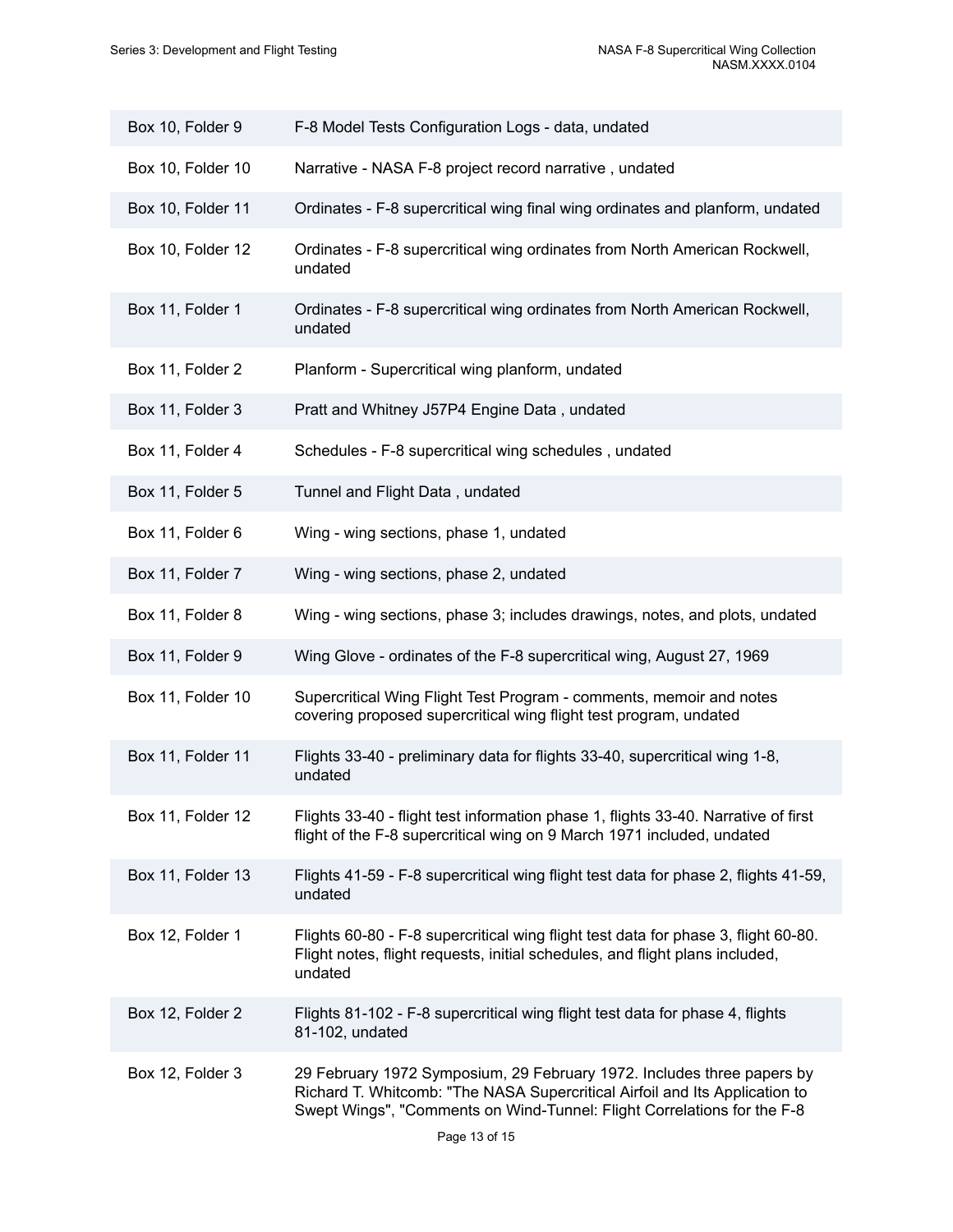| | |
|---|---|
| Box 10, Folder 9 | F-8 Model Tests Configuration Logs - data, undated |
| Box 10, Folder 10 | Narrative - NASA F-8 project record narrative , undated |
| Box 10, Folder 11 | Ordinates - F-8 supercritical wing final wing ordinates and planform, undated |
| Box 10, Folder 12 | Ordinates - F-8 supercritical wing ordinates from North American Rockwell, undated |
| Box 11, Folder 1 | Ordinates - F-8 supercritical wing ordinates from North American Rockwell, undated |
| Box 11, Folder 2 | Planform - Supercritical wing planform, undated |
| Box 11, Folder 3 | Pratt and Whitney J57P4 Engine Data , undated |
| Box 11, Folder 4 | Schedules - F-8 supercritical wing schedules , undated |
| Box 11, Folder 5 | Tunnel and Flight Data , undated |
| Box 11, Folder 6 | Wing - wing sections, phase 1, undated |
| Box 11, Folder 7 | Wing - wing sections, phase 2, undated |
| Box 11, Folder 8 | Wing - wing sections, phase 3; includes drawings, notes, and plots, undated |
| Box 11, Folder 9 | Wing Glove - ordinates of the F-8 supercritical wing, August 27, 1969 |
| Box 11, Folder 10 | Supercritical Wing Flight Test Program - comments, memoir and notes covering proposed supercritical wing flight test program, undated |
| Box 11, Folder 11 | Flights 33-40 - preliminary data for flights 33-40, supercritical wing 1-8, undated |
| Box 11, Folder 12 | Flights 33-40 - flight test information phase 1, flights 33-40. Narrative of first flight of the F-8 supercritical wing on 9 March 1971 included, undated |
| Box 11, Folder 13 | Flights 41-59 - F-8 supercritical wing flight test data for phase 2, flights 41-59, undated |
| Box 12, Folder 1 | Flights 60-80 - F-8 supercritical wing flight test data for phase 3, flight 60-80. Flight notes, flight requests, initial schedules, and flight plans included, undated |
| Box 12, Folder 2 | Flights 81-102 - F-8 supercritical wing flight test data for phase 4, flights 81-102, undated |
| Box 12, Folder 3 | 29 February 1972 Symposium, 29 February 1972. Includes three papers by Richard T. Whitcomb: "The NASA Supercritical Airfoil and Its Application to Swept Wings", "Comments on Wind-Tunnel: Flight Correlations for the F-8 |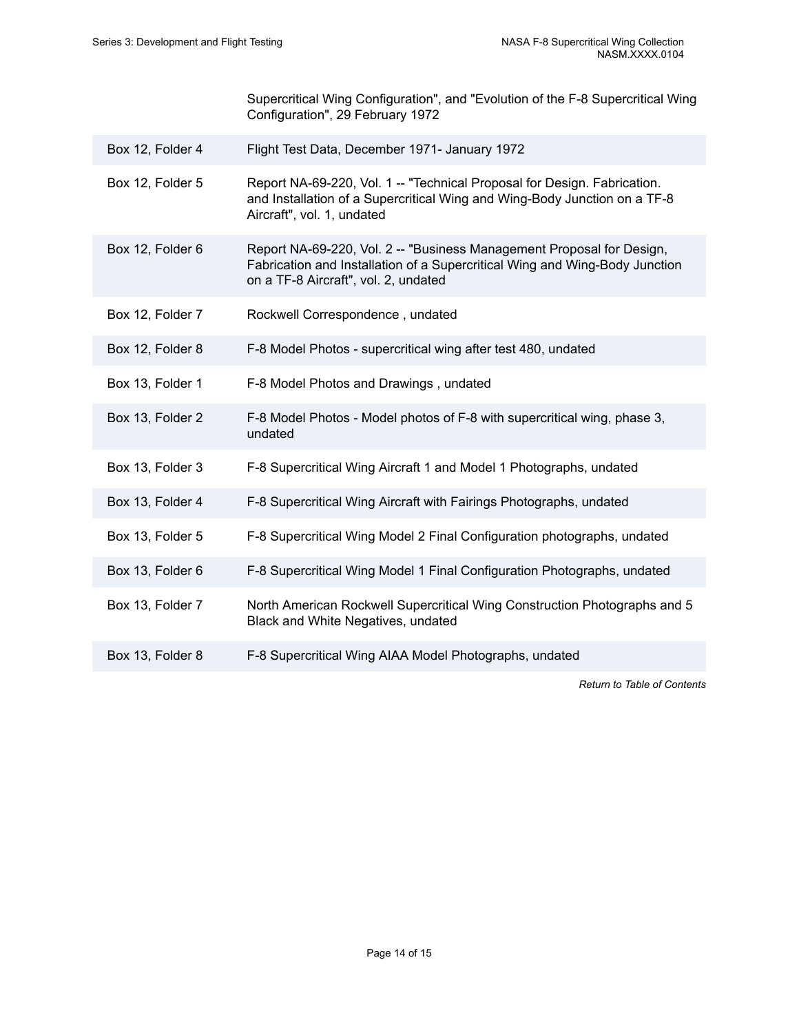| | |
|---|---|
| | Supercritical Wing Configuration", and "Evolution of the F-8 Supercritical Wing Configuration", 29 February 1972 |
| Box 12, Folder 4 | Flight Test Data, December 1971- January 1972 |
| Box 12, Folder 5 | Report NA-69-220, Vol. 1 -- "Technical Proposal for Design. Fabrication. and Installation of a Supercritical Wing and Wing-Body Junction on a TF-8 Aircraft", vol. 1, undated |
| Box 12, Folder 6 | Report NA-69-220, Vol. 2 -- "Business Management Proposal for Design, Fabrication and Installation of a Supercritical Wing and Wing-Body Junction on a TF-8 Aircraft", vol. 2, undated |
| Box 12, Folder 7 | Rockwell Correspondence , undated |
| Box 12, Folder 8 | F-8 Model Photos - supercritical wing after test 480, undated |
| Box 13, Folder 1 | F-8 Model Photos and Drawings , undated |
| Box 13, Folder 2 | F-8 Model Photos - Model photos of F-8 with supercritical wing, phase 3, undated |
| Box 13, Folder 3 | F-8 Supercritical Wing Aircraft 1 and Model 1 Photographs, undated |
| Box 13, Folder 4 | F-8 Supercritical Wing Aircraft with Fairings Photographs, undated |
| Box 13, Folder 5 | F-8 Supercritical Wing Model 2 Final Configuration photographs, undated |
| Box 13, Folder 6 | F-8 Supercritical Wing Model 1 Final Configuration Photographs, undated |
| Box 13, Folder 7 | North American Rockwell Supercritical Wing Construction Photographs and 5 Black and White Negatives, undated |
| Box 13, Folder 8 | F-8 Supercritical Wing AIAA Model Photographs, undated |

*Return to Table of Contents*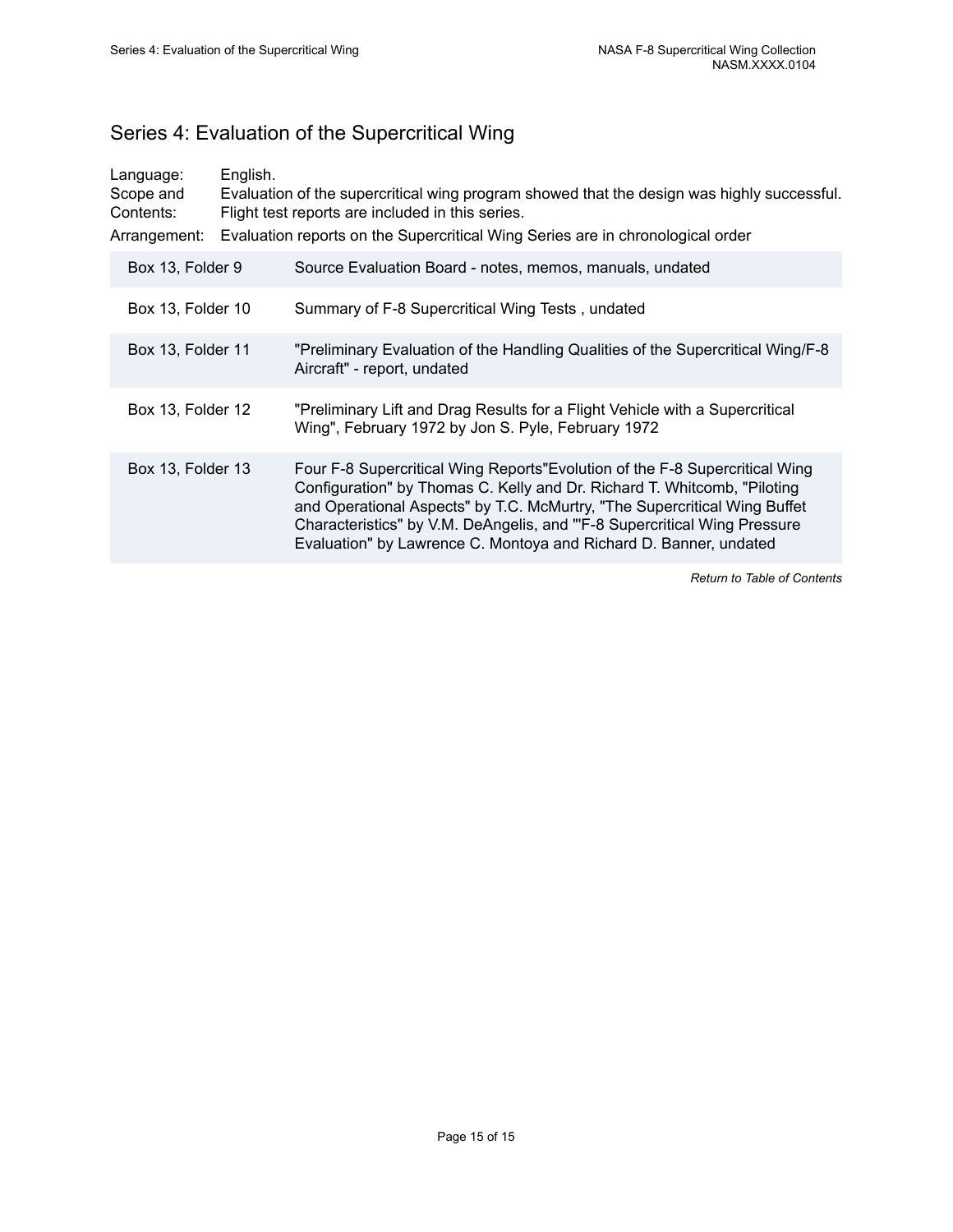## Series 4: Evaluation of the Supercritical Wing

Language: English.

Scope and Contents: Evaluation of the supercritical wing program showed that the design was highly successful. Flight test reports are included in this series.

Arrangement: Evaluation reports on the Supercritical Wing Series are in chronological order

| | |
|---|---|
| Box 13, Folder 9 | Source Evaluation Board - notes, memos, manuals, undated |
| Box 13, Folder 10 | Summary of F-8 Supercritical Wing Tests , undated |
| Box 13, Folder 11 | "Preliminary Evaluation of the Handling Qualities of the Supercritical Wing/F-8 Aircraft" - report, undated |
| Box 13, Folder 12 | "Preliminary Lift and Drag Results for a Flight Vehicle with a Supercritical Wing", February 1972 by Jon S. Pyle, February 1972 |
| Box 13, Folder 13 | Four F-8 Supercritical Wing Reports"Evolution of the F-8 Supercritical Wing Configuration" by Thomas C. Kelly and Dr. Richard T. Whitcomb, "Piloting and Operational Aspects" by T.C. McMurtry, "The Supercritical Wing Buffet Characteristics" by V.M. DeAngelis, and "'F-8 Supercritical Wing Pressure Evaluation" by Lawrence C. Montoya and Richard D. Banner, undated |

*Return to Table of Contents*